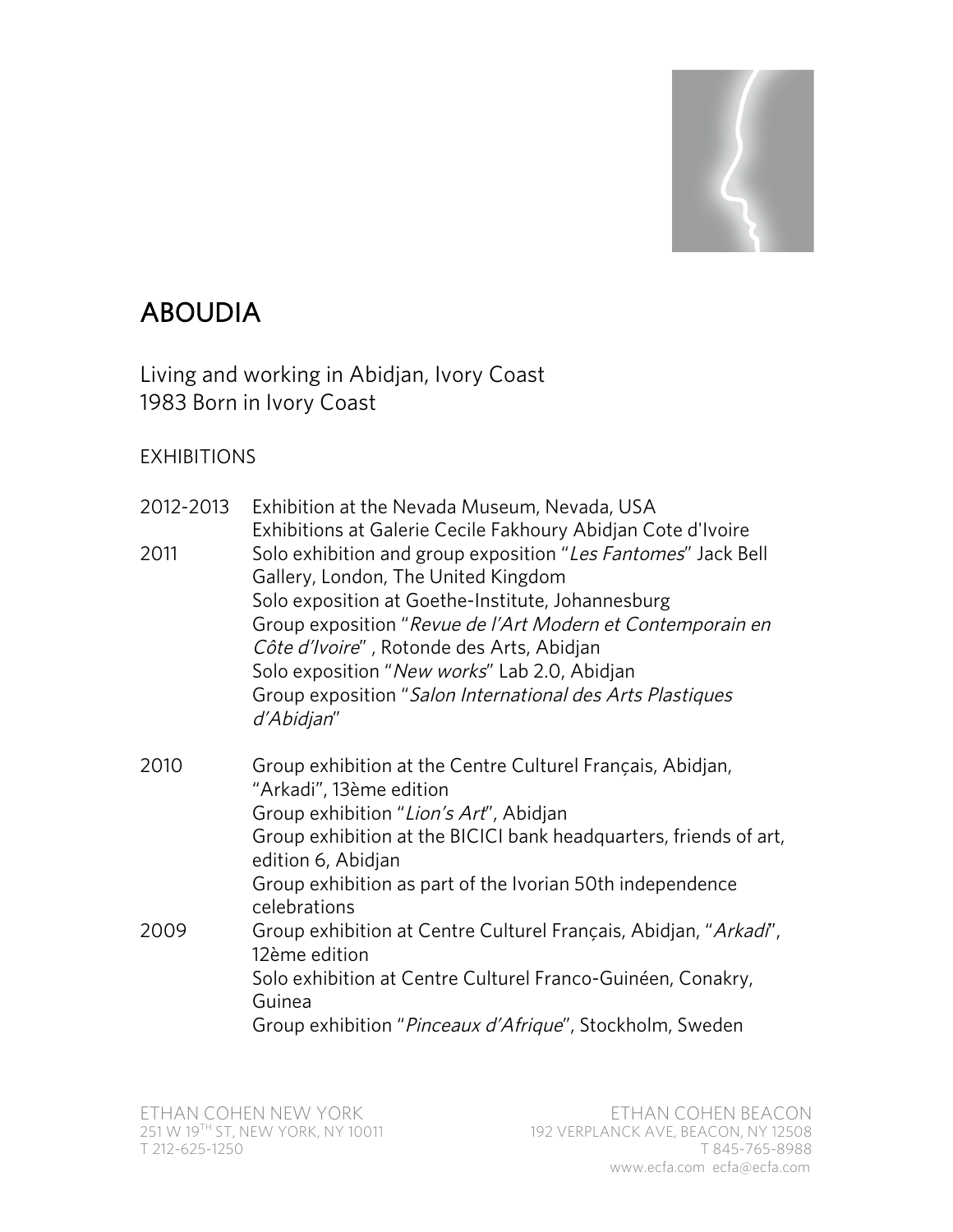# ABOUDIA

Living and working in Abidjan, Ivory Coast
1983 Born in Ivory Coast

## EXHIBITIONS

| | |
|---|---|
| 2012-2013 | Exhibition at the Nevada Museum, Nevada, USA<br>Exhibitions at Galerie Cecile Fakhoury Abidjan Cote d'Ivoire |
| 2011 | Solo exhibition and group exposition "*Les Fantomes*" Jack Bell Gallery, London, The United Kingdom<br>Solo exposition at Goethe-Institute, Johannesburg<br>Group exposition "*Revue de l'Art Modern et Contemporain en Côte d'Ivoire*" , Rotonde des Arts, Abidjan<br>Solo exposition "*New works*" Lab 2.0, Abidjan<br>Group exposition "*Salon International des Arts Plastiques d'Abidjan*" |
| 2010 | Group exhibition at the Centre Culturel Français, Abidjan, "Arkadi", 13ème edition<br>Group exhibition "*Lion's Art*", Abidjan<br>Group exhibition at the BICICI bank headquarters, friends of art, edition 6, Abidjan<br>Group exhibition as part of the Ivorian 50th independence celebrations |
| 2009 | Group exhibition at Centre Culturel Français, Abidjan, "*Arkadi*", 12ème edition<br>Solo exhibition at Centre Culturel Franco-Guinéen, Conakry, Guinea<br>Group exhibition "*Pinceaux d'Afrique*", Stockholm, Sweden |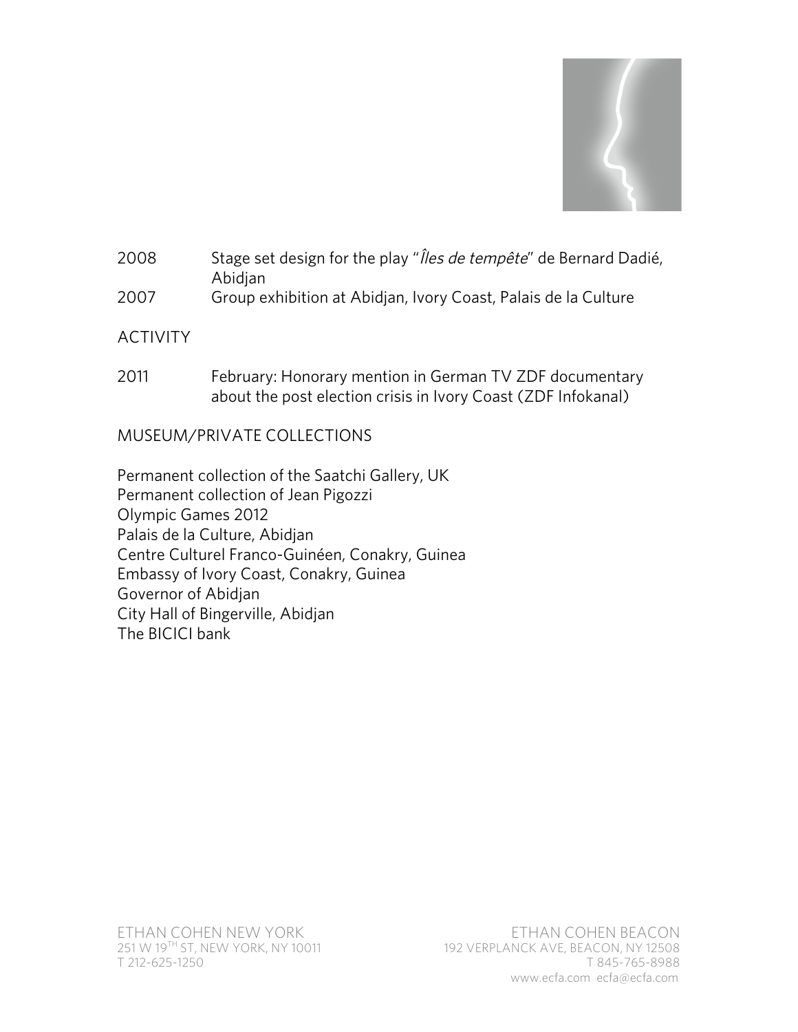2008 Stage set design for the play "*Îles de tempête*" de Bernard Dadié, Abidjan

2007 Group exhibition at Abidjan, Ivory Coast, Palais de la Culture

## ACTIVITY

2011 February: Honorary mention in German TV ZDF documentary about the post election crisis in Ivory Coast (ZDF Infokanal)

## MUSEUM/PRIVATE COLLECTIONS

Permanent collection of the Saatchi Gallery, UK
Permanent collection of Jean Pigozzi
Olympic Games 2012
Palais de la Culture, Abidjan
Centre Culturel Franco-Guinéen, Conakry, Guinea
Embassy of Ivory Coast, Conakry, Guinea
Governor of Abidjan
City Hall of Bingerville, Abidjan
The BICICI bank